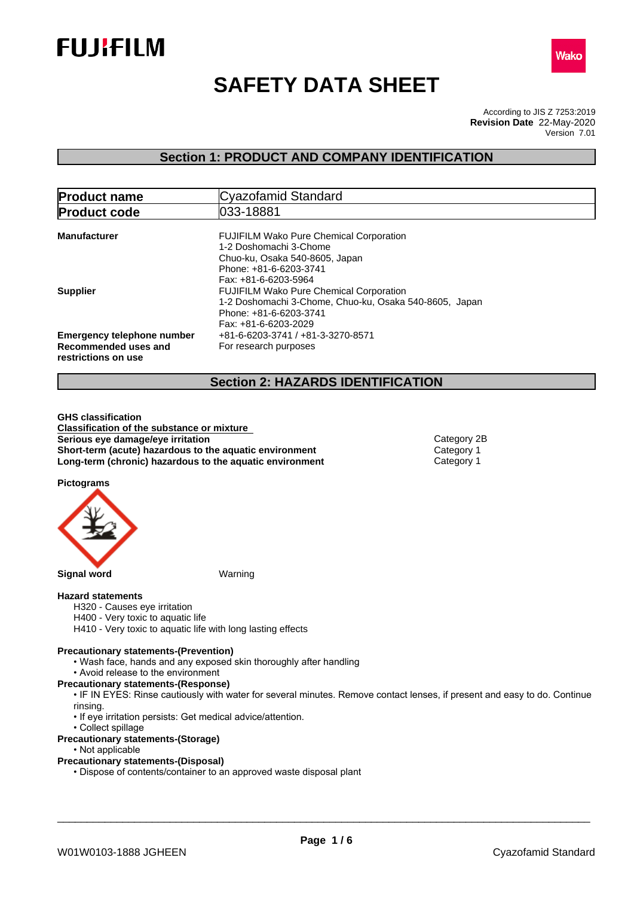# SAFETY DATA SHEET

According to JIS Z 7253:2019
**Revision Date** 22-May-2020
Version 7.01

## Section 1: PRODUCT AND COMPANY IDENTIFICATION

| **Product name** | Cyazofamid Standard |
|---|---|
| **Product code** | 033-18881 |

**Manufacturer**
FUJIFILM Wako Pure Chemical Corporation
1-2 Doshomachi 3-Chome
Chuo-ku, Osaka 540-8605, Japan
Phone: +81-6-6203-3741
Fax: +81-6-6203-5964

**Supplier**
FUJIFILM Wako Pure Chemical Corporation
1-2 Doshomachi 3-Chome, Chuo-ku, Osaka 540-8605, Japan
Phone: +81-6-6203-3741
Fax: +81-6-6203-2029

**Emergency telephone number** +81-6-6203-3741 / +81-3-3270-8571

**Recommended uses and restrictions on use** For research purposes

## Section 2: HAZARDS IDENTIFICATION

**GHS classification**

**Classification of the substance or mixture**

| | |
|---|---|
| **Serious eye damage/eye irritation** | Category 2B |
| **Short-term (acute) hazardous to the aquatic environment** | Category 1 |
| **Long-term (chronic) hazardous to the aquatic environment** | Category 1 |

**Pictograms**

**Signal word** Warning

**Hazard statements**

H320 - Causes eye irritation
H400 - Very toxic to aquatic life
H410 - Very toxic to aquatic life with long lasting effects

**Precautionary statements-(Prevention)**

• Wash face, hands and any exposed skin thoroughly after handling
• Avoid release to the environment

**Precautionary statements-(Response)**

• IF IN EYES: Rinse cautiously with water for several minutes. Remove contact lenses, if present and easy to do. Continue rinsing.
• If eye irritation persists: Get medical advice/attention.
• Collect spillage

**Precautionary statements-(Storage)**

• Not applicable

**Precautionary statements-(Disposal)**

• Dispose of contents/container to an approved waste disposal plant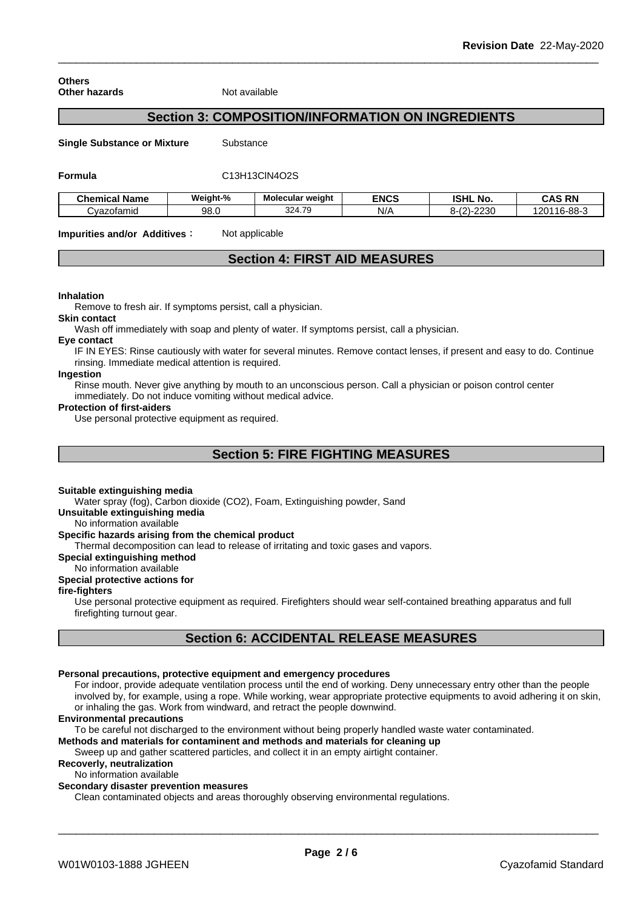**Others**
**Other hazards** Not available

## Section 3: COMPOSITION/INFORMATION ON INGREDIENTS

**Single Substance or Mixture** Substance

**Formula** $C_{13}H_{13}ClN_4O_2S$

| Chemical Name | Weight-% | Molecular weight | ENCS | ISHL No. | CAS RN |
|---|---|---|---|---|---|
| Cyazofamid | 98.0 | 324.79 | N/A | 8-(2)-2230 | 120116-88-3 |

**Impurities and/or Additives**： Not applicable

## Section 4: FIRST AID MEASURES

**Inhalation**
Remove to fresh air. If symptoms persist, call a physician.

**Skin contact**
Wash off immediately with soap and plenty of water. If symptoms persist, call a physician.

**Eye contact**
IF IN EYES: Rinse cautiously with water for several minutes. Remove contact lenses, if present and easy to do. Continue rinsing. Immediate medical attention is required.

**Ingestion**
Rinse mouth. Never give anything by mouth to an unconscious person. Call a physician or poison control center immediately. Do not induce vomiting without medical advice.

**Protection of first-aiders**
Use personal protective equipment as required.

## Section 5: FIRE FIGHTING MEASURES

**Suitable extinguishing media**
Water spray (fog), Carbon dioxide ($CO_2$), Foam, Extinguishing powder, Sand

**Unsuitable extinguishing media**
No information available

**Specific hazards arising from the chemical product**
Thermal decomposition can lead to release of irritating and toxic gases and vapors.

**Special extinguishing method**
No information available

**Special protective actions for fire-fighters**
Use personal protective equipment as required. Firefighters should wear self-contained breathing apparatus and full firefighting turnout gear.

## Section 6: ACCIDENTAL RELEASE MEASURES

**Personal precautions, protective equipment and emergency procedures**
For indoor, provide adequate ventilation process until the end of working. Deny unnecessary entry other than the people involved by, for example, using a rope. While working, wear appropriate protective equipments to avoid adhering it on skin, or inhaling the gas. Work from windward, and retract the people downwind.

**Environmental precautions**
To be careful not discharged to the environment without being properly handled waste water contaminated.

**Methods and materials for contaminent and methods and materials for cleaning up**
Sweep up and gather scattered particles, and collect it in an empty airtight container.

**Recoverly, neutralization**
No information available

**Secondary disaster prevention measures**
Clean contaminated objects and areas thoroughly observing environmental regulations.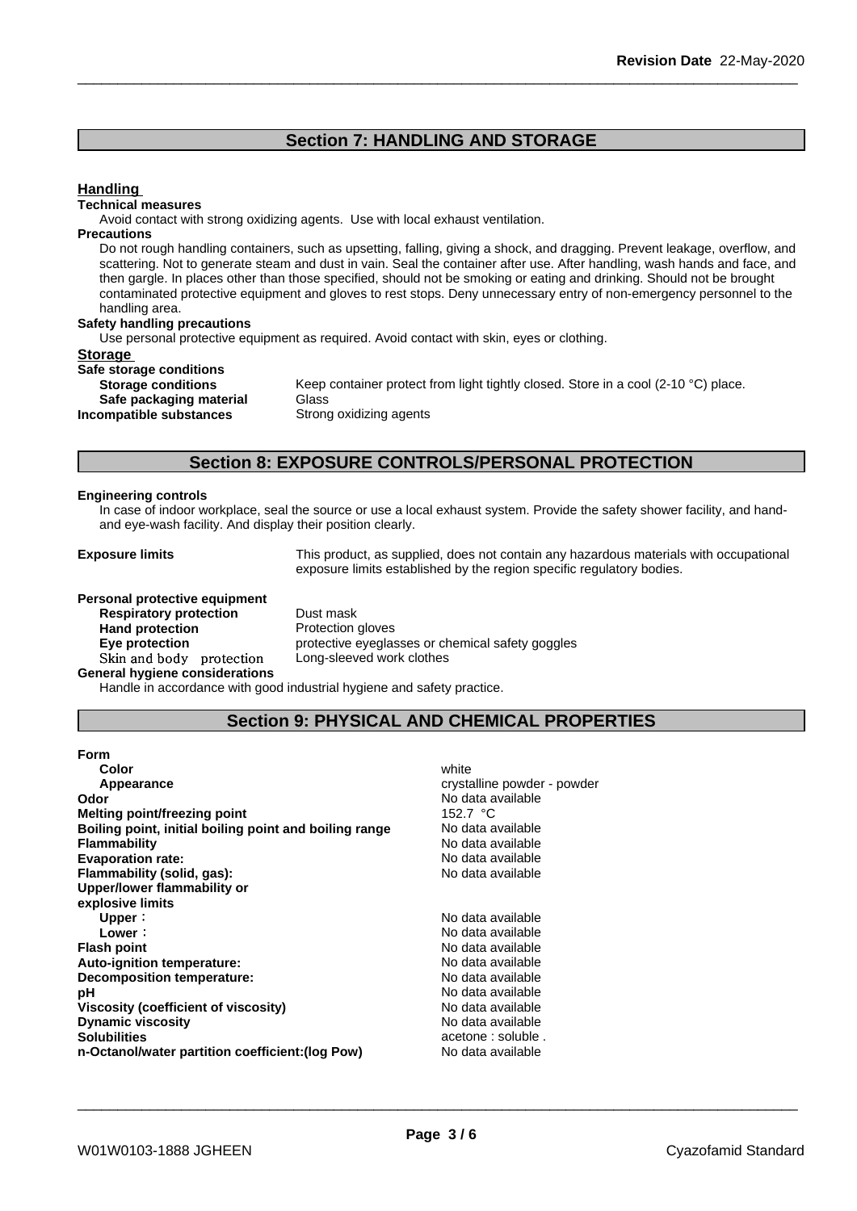## Section 7: HANDLING AND STORAGE

**Handling**

**Technical measures**

Avoid contact with strong oxidizing agents. Use with local exhaust ventilation.

**Precautions**

Do not rough handling containers, such as upsetting, falling, giving a shock, and dragging. Prevent leakage, overflow, and scattering. Not to generate steam and dust in vain. Seal the container after use. After handling, wash hands and face, and then gargle. In places other than those specified, should not be smoking or eating and drinking. Should not be brought contaminated protective equipment and gloves to rest stops. Deny unnecessary entry of non-emergency personnel to the handling area.

**Safety handling precautions**

Use personal protective equipment as required. Avoid contact with skin, eyes or clothing.

**Storage**

**Safe storage conditions**

| | |
|---|---|
| **Storage conditions** | Keep container protect from light tightly closed. Store in a cool (2-10 °C) place. |
| **Safe packaging material** | Glass |
| **Incompatible substances** | Strong oxidizing agents |

## Section 8: EXPOSURE CONTROLS/PERSONAL PROTECTION

**Engineering controls**

In case of indoor workplace, seal the source or use a local exhaust system. Provide the safety shower facility, and hand- and eye-wash facility. And display their position clearly.

**Exposure limits** — This product, as supplied, does not contain any hazardous materials with occupational exposure limits established by the region specific regulatory bodies.

**Personal protective equipment**

| | |
|---|---|
| **Respiratory protection** | Dust mask |
| **Hand protection** | Protection gloves |
| **Eye protection** | protective eyeglasses or chemical safety goggles |
| Skin and body protection | Long-sleeved work clothes |

**General hygiene considerations**

Handle in accordance with good industrial hygiene and safety practice.

## Section 9: PHYSICAL AND CHEMICAL PROPERTIES

| | |
|---|---|
| **Form** | |
| **Color** | white |
| **Appearance** | crystalline powder - powder |
| **Odor** | No data available |
| **Melting point/freezing point** | 152.7 °C |
| **Boiling point, initial boiling point and boiling range** | No data available |
| **Flammability** | No data available |
| **Evaporation rate:** | No data available |
| **Flammability (solid, gas):** | No data available |
| **Upper/lower flammability or explosive limits** | |
| **Upper：** | No data available |
| **Lower：** | No data available |
| **Flash point** | No data available |
| **Auto-ignition temperature:** | No data available |
| **Decomposition temperature:** | No data available |
| **pH** | No data available |
| **Viscosity (coefficient of viscosity)** | No data available |
| **Dynamic viscosity** | No data available |
| **Solubilities** | acetone : soluble . |
| **n-Octanol/water partition coefficient:(log Pow)** | No data available |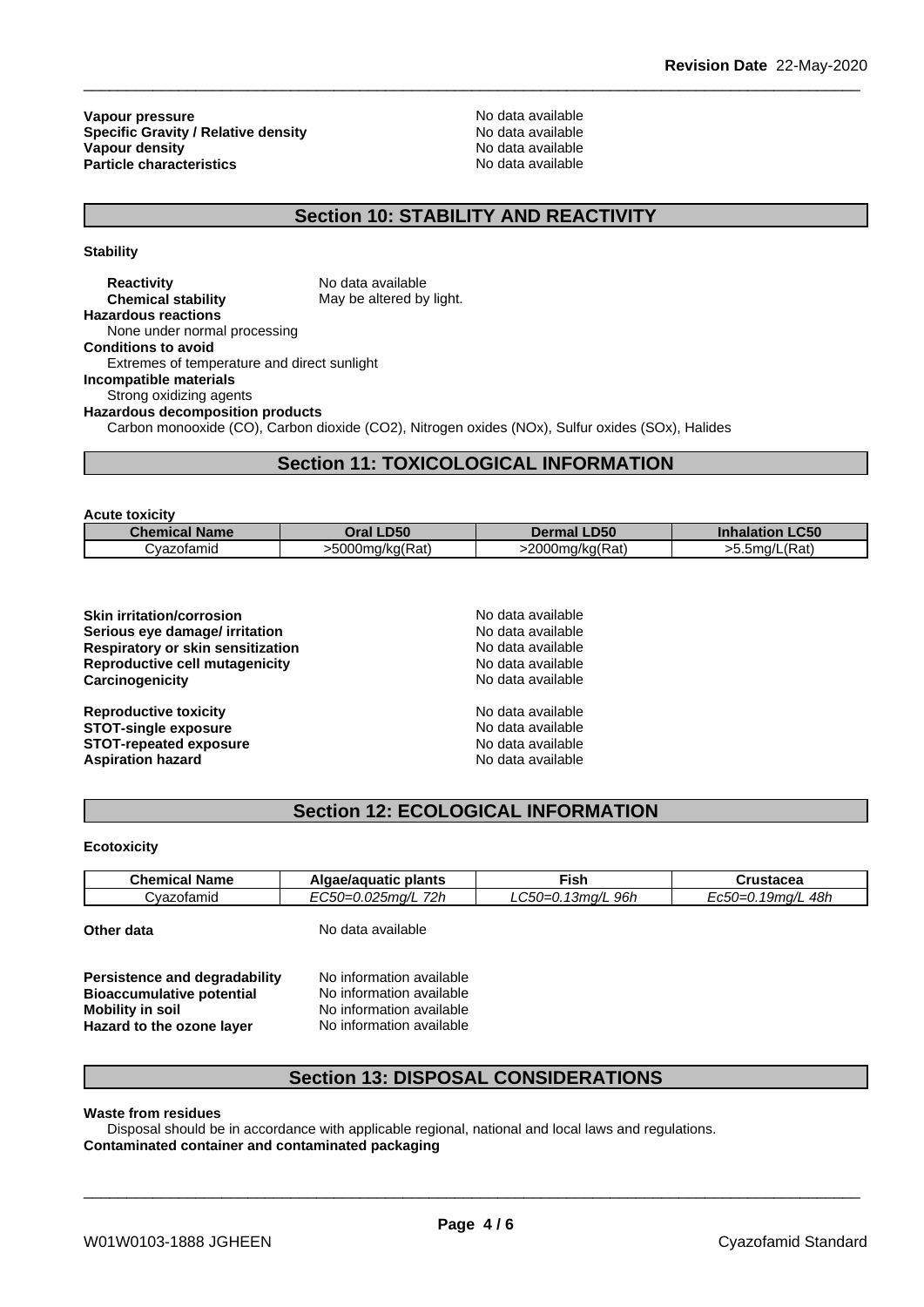**Vapour pressure** No data available
**Specific Gravity / Relative density** No data available
**Vapour density** No data available
**Particle characteristics** No data available

## Section 10: STABILITY AND REACTIVITY

**Stability**

**Reactivity** No data available
**Chemical stability** May be altered by light.

**Hazardous reactions**
None under normal processing

**Conditions to avoid**
Extremes of temperature and direct sunlight

**Incompatible materials**
Strong oxidizing agents

**Hazardous decomposition products**
Carbon monooxide (CO), Carbon dioxide (CO2), Nitrogen oxides (NOx), Sulfur oxides (SOx), Halides

## Section 11: TOXICOLOGICAL INFORMATION

**Acute toxicity**

| Chemical Name | Oral LD50 | Dermal LD50 | Inhalation LC50 |
|---|---|---|---|
| Cyazofamid | >5000mg/kg(Rat) | >2000mg/kg(Rat) | >5.5mg/L(Rat) |

**Skin irritation/corrosion** No data available
**Serious eye damage/ irritation** No data available
**Respiratory or skin sensitization** No data available
**Reproductive cell mutagenicity** No data available
**Carcinogenicity** No data available

**Reproductive toxicity** No data available
**STOT-single exposure** No data available
**STOT-repeated exposure** No data available
**Aspiration hazard** No data available

## Section 12: ECOLOGICAL INFORMATION

**Ecotoxicity**

| Chemical Name | Algae/aquatic plants | Fish | Crustacea |
|---|---|---|---|
| Cyazofamid | *EC50=0.025mg/L 72h* | *LC50=0.13mg/L 96h* | *Ec50=0.19mg/L 48h* |

**Other data** No data available

**Persistence and degradability** No information available
**Bioaccumulative potential** No information available
**Mobility in soil** No information available
**Hazard to the ozone layer** No information available

## Section 13: DISPOSAL CONSIDERATIONS

**Waste from residues**
Disposal should be in accordance with applicable regional, national and local laws and regulations.

**Contaminated container and contaminated packaging**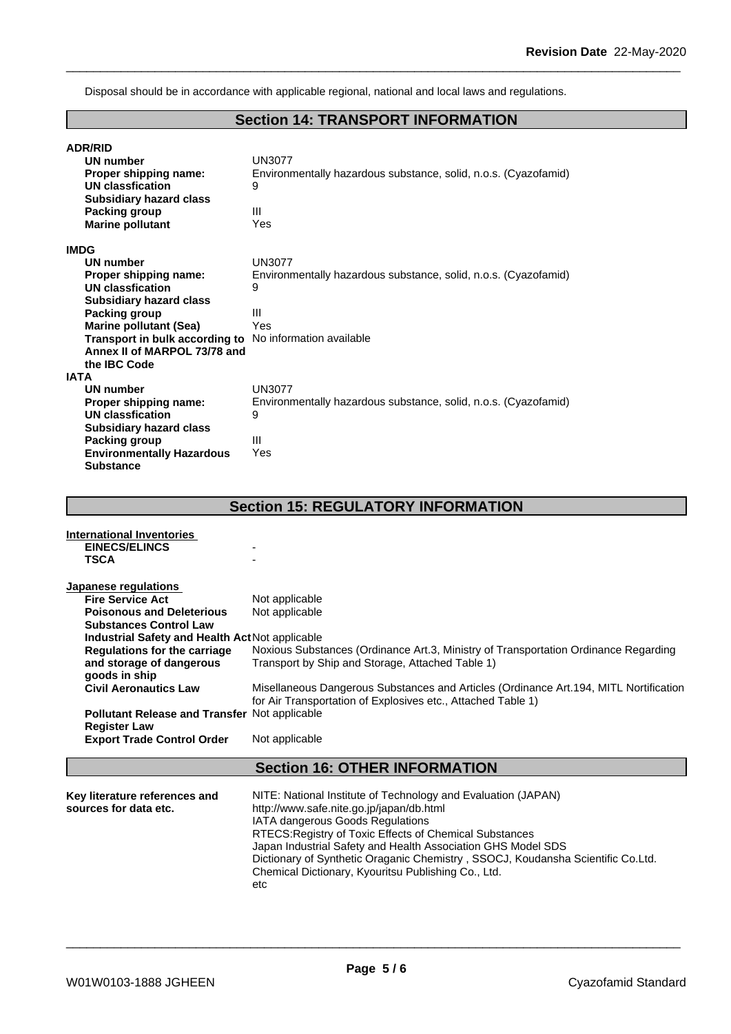Disposal should be in accordance with applicable regional, national and local laws and regulations.

## Section 14: TRANSPORT INFORMATION

**ADR/RID**

| | |
|---|---|
| **UN number** | UN3077 |
| **Proper shipping name:** | Environmentally hazardous substance, solid, n.o.s. (Cyazofamid) |
| **UN classfication** | 9 |
| **Subsidiary hazard class** | |
| **Packing group** | III |
| **Marine pollutant** | Yes |

**IMDG**

| | |
|---|---|
| **UN number** | UN3077 |
| **Proper shipping name:** | Environmentally hazardous substance, solid, n.o.s. (Cyazofamid) |
| **UN classfication** | 9 |
| **Subsidiary hazard class** | |
| **Packing group** | III |
| **Marine pollutant (Sea)** | Yes |
| **Transport in bulk according to Annex II of MARPOL 73/78 and the IBC Code** | No information available |

**IATA**

| | |
|---|---|
| **UN number** | UN3077 |
| **Proper shipping name:** | Environmentally hazardous substance, solid, n.o.s. (Cyazofamid) |
| **UN classfication** | 9 |
| **Subsidiary hazard class** | |
| **Packing group** | III |
| **Environmentally Hazardous Substance** | Yes |

## Section 15: REGULATORY INFORMATION

**International Inventories**

| | |
|---|---|
| **EINECS/ELINCS** | - |
| **TSCA** | - |

**Japanese regulations**

| | |
|---|---|
| **Fire Service Act** | Not applicable |
| **Poisonous and Deleterious Substances Control Law** | Not applicable |
| **Industrial Safety and Health Act** | Not applicable |
| **Regulations for the carriage and storage of dangerous goods in ship** | Noxious Substances (Ordinance Art.3, Ministry of Transportation Ordinance Regarding Transport by Ship and Storage, Attached Table 1) |
| **Civil Aeronautics Law** | Misellaneous Dangerous Substances and Articles (Ordinance Art.194, MITL Nortification for Air Transportation of Explosives etc., Attached Table 1) |
| **Pollutant Release and Transfer Register Law** | Not applicable |
| **Export Trade Control Order** | Not applicable |

## Section 16: OTHER INFORMATION

**Key literature references and sources for data etc.**

NITE: National Institute of Technology and Evaluation (JAPAN)
http://www.safe.nite.go.jp/japan/db.html
IATA dangerous Goods Regulations
RTECS:Registry of Toxic Effects of Chemical Substances
Japan Industrial Safety and Health Association GHS Model SDS
Dictionary of Synthetic Oraganic Chemistry , SSOCJ, Koudansha Scientific Co.Ltd.
Chemical Dictionary, Kyouritsu Publishing Co., Ltd.
etc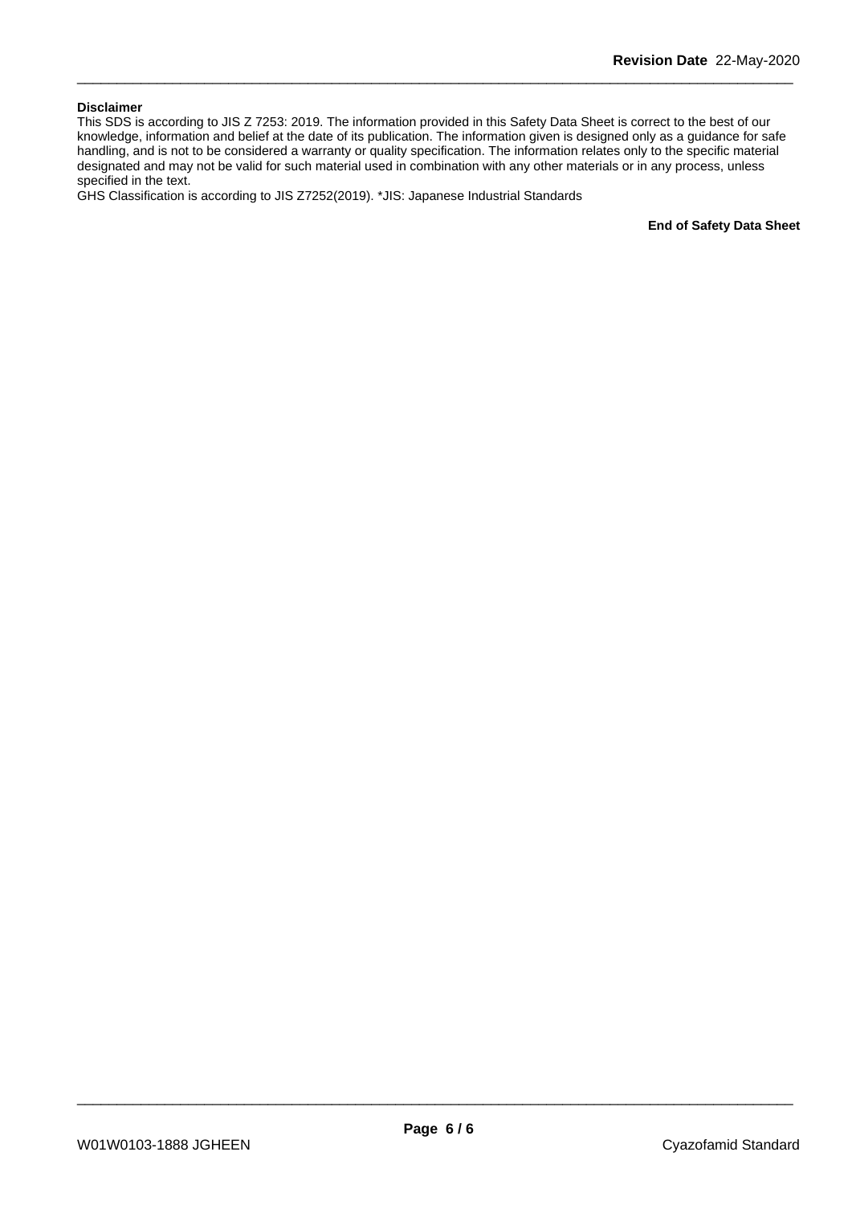**Disclaimer**

This SDS is according to JIS Z 7253: 2019. The information provided in this Safety Data Sheet is correct to the best of our knowledge, information and belief at the date of its publication. The information given is designed only as a guidance for safe handling, and is not to be considered a warranty or quality specification. The information relates only to the specific material designated and may not be valid for such material used in combination with any other materials or in any process, unless specified in the text.

GHS Classification is according to JIS Z7252(2019). *JIS: Japanese Industrial Standards

**End of Safety Data Sheet**